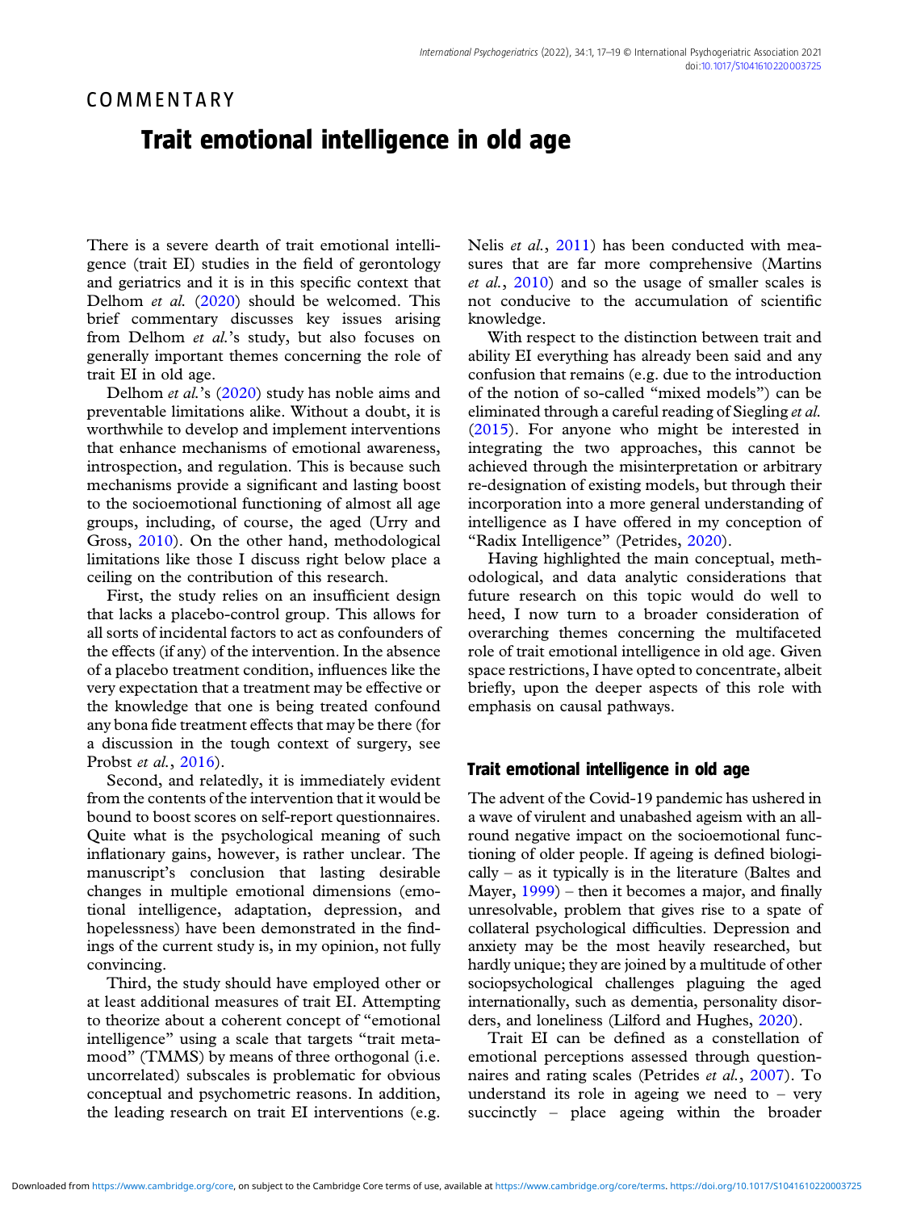COMMENTARY

# Trait emotional intelligence in old age

There is a severe dearth of trait emotional intelligence (trait EI) studies in the field of gerontology and geriatrics and it is in this specific context that Delhom *et al.* (2020) should be welcomed. This brief commentary discusses key issues arising from Delhom *et al.*'s study, but also focuses on generally important themes concerning the role of trait EI in old age.

Delhom *et al.*'s (2020) study has noble aims and preventable limitations alike. Without a doubt, it is worthwhile to develop and implement interventions that enhance mechanisms of emotional awareness, introspection, and regulation. This is because such mechanisms provide a significant and lasting boost to the socioemotional functioning of almost all age groups, including, of course, the aged (Urry and Gross, 2010). On the other hand, methodological limitations like those I discuss right below place a ceiling on the contribution of this research.

First, the study relies on an insufficient design that lacks a placebo-control group. This allows for all sorts of incidental factors to act as confounders of the effects (if any) of the intervention. In the absence of a placebo treatment condition, influences like the very expectation that a treatment may be effective or the knowledge that one is being treated confound any bona fide treatment effects that may be there (for a discussion in the tough context of surgery, see Probst *et al.*, 2016).

Second, and relatedly, it is immediately evident from the contents of the intervention that it would be bound to boost scores on self-report questionnaires. Quite what is the psychological meaning of such inflationary gains, however, is rather unclear. The manuscript's conclusion that lasting desirable changes in multiple emotional dimensions (emotional intelligence, adaptation, depression, and hopelessness) have been demonstrated in the findings of the current study is, in my opinion, not fully convincing.

Third, the study should have employed other or at least additional measures of trait EI. Attempting to theorize about a coherent concept of "emotional intelligence" using a scale that targets "trait meta-mood" (TMMS) by means of three orthogonal (i.e. uncorrelated) subscales is problematic for obvious conceptual and psychometric reasons. In addition, the leading research on trait EI interventions (e.g. Nelis *et al.*, 2011) has been conducted with measures that are far more comprehensive (Martins *et al.*, 2010) and so the usage of smaller scales is not conducive to the accumulation of scientific knowledge.

With respect to the distinction between trait and ability EI everything has already been said and any confusion that remains (e.g. due to the introduction of the notion of so-called "mixed models") can be eliminated through a careful reading of Siegling *et al.* (2015). For anyone who might be interested in integrating the two approaches, this cannot be achieved through the misinterpretation or arbitrary re-designation of existing models, but through their incorporation into a more general understanding of intelligence as I have offered in my conception of "Radix Intelligence" (Petrides, 2020).

Having highlighted the main conceptual, methodological, and data analytic considerations that future research on this topic would do well to heed, I now turn to a broader consideration of overarching themes concerning the multifaceted role of trait emotional intelligence in old age. Given space restrictions, I have opted to concentrate, albeit briefly, upon the deeper aspects of this role with emphasis on causal pathways.

## Trait emotional intelligence in old age

The advent of the Covid-19 pandemic has ushered in a wave of virulent and unabashed ageism with an all-round negative impact on the socioemotional functioning of older people. If ageing is defined biologically – as it typically is in the literature (Baltes and Mayer, 1999) – then it becomes a major, and finally unresolvable, problem that gives rise to a spate of collateral psychological difficulties. Depression and anxiety may be the most heavily researched, but hardly unique; they are joined by a multitude of other sociopsychological challenges plaguing the aged internationally, such as dementia, personality disorders, and loneliness (Lilford and Hughes, 2020).

Trait EI can be defined as a constellation of emotional perceptions assessed through questionnaires and rating scales (Petrides *et al.*, 2007). To understand its role in ageing we need to – very succinctly – place ageing within the broader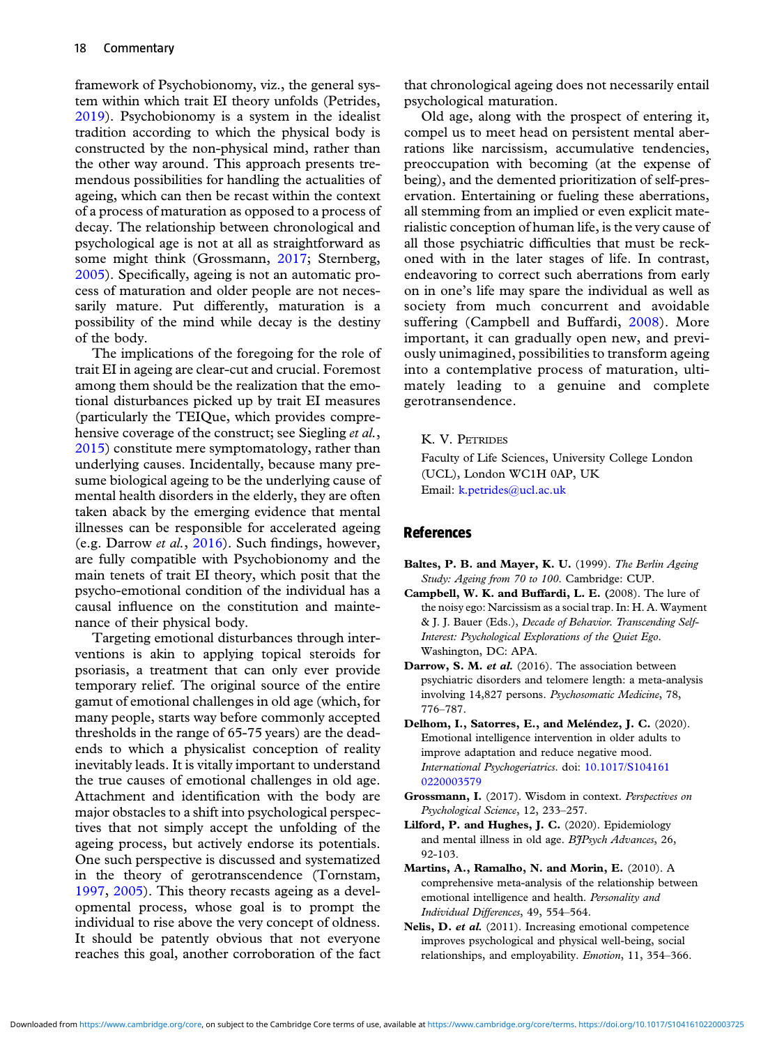framework of Psychobionomy, viz., the general system within which trait EI theory unfolds (Petrides, 2019). Psychobionomy is a system in the idealist tradition according to which the physical body is constructed by the non-physical mind, rather than the other way around. This approach presents tremendous possibilities for handling the actualities of ageing, which can then be recast within the context of a process of maturation as opposed to a process of decay. The relationship between chronological and psychological age is not at all as straightforward as some might think (Grossmann, 2017; Sternberg, 2005). Specifically, ageing is not an automatic process of maturation and older people are not necessarily mature. Put differently, maturation is a possibility of the mind while decay is the destiny of the body.

The implications of the foregoing for the role of trait EI in ageing are clear-cut and crucial. Foremost among them should be the realization that the emotional disturbances picked up by trait EI measures (particularly the TEIQue, which provides comprehensive coverage of the construct; see Siegling *et al.*, 2015) constitute mere symptomatology, rather than underlying causes. Incidentally, because many presume biological ageing to be the underlying cause of mental health disorders in the elderly, they are often taken aback by the emerging evidence that mental illnesses can be responsible for accelerated ageing (e.g. Darrow *et al.*, 2016). Such findings, however, are fully compatible with Psychobionomy and the main tenets of trait EI theory, which posit that the psycho-emotional condition of the individual has a causal influence on the constitution and maintenance of their physical body.

Targeting emotional disturbances through interventions is akin to applying topical steroids for psoriasis, a treatment that can only ever provide temporary relief. The original source of the entire gamut of emotional challenges in old age (which, for many people, starts way before commonly accepted thresholds in the range of 65-75 years) are the dead-ends to which a physicalist conception of reality inevitably leads. It is vitally important to understand the true causes of emotional challenges in old age. Attachment and identification with the body are major obstacles to a shift into psychological perspectives that not simply accept the unfolding of the ageing process, but actively endorse its potentials. One such perspective is discussed and systematized in the theory of gerotranscendence (Tornstam, 1997, 2005). This theory recasts ageing as a developmental process, whose goal is to prompt the individual to rise above the very concept of oldness. It should be patently obvious that not everyone reaches this goal, another corroboration of the fact that chronological ageing does not necessarily entail psychological maturation.

Old age, along with the prospect of entering it, compel us to meet head on persistent mental aberrations like narcissism, accumulative tendencies, preoccupation with becoming (at the expense of being), and the demented prioritization of self-preservation. Entertaining or fueling these aberrations, all stemming from an implied or even explicit materialistic conception of human life, is the very cause of all those psychiatric difficulties that must be reckoned with in the later stages of life. In contrast, endeavoring to correct such aberrations from early on in one's life may spare the individual as well as society from much concurrent and avoidable suffering (Campbell and Buffardi, 2008). More important, it can gradually open new, and previously unimagined, possibilities to transform ageing into a contemplative process of maturation, ultimately leading to a genuine and complete gerotransendence.

K. V. Petrides

Faculty of Life Sciences, University College London (UCL), London WC1H 0AP, UK
Email: k.petrides@ucl.ac.uk

## References

**Baltes, P. B. and Mayer, K. U.** (1999). *The Berlin Ageing Study: Ageing from 70 to 100*. Cambridge: CUP.

**Campbell, W. K. and Buffardi, L. E. (**2008). The lure of the noisy ego: Narcissism as a social trap. In: H. A. Wayment & J. J. Bauer (Eds.), *Decade of Behavior. Transcending Self-Interest: Psychological Explorations of the Quiet Ego*. Washington, DC: APA.

**Darrow, S. M. *et al.*** (2016). The association between psychiatric disorders and telomere length: a meta-analysis involving 14,827 persons. *Psychosomatic Medicine*, 78, 776–787.

**Delhom, I., Satorres, E., and Meléndez, J. C.** (2020). Emotional intelligence intervention in older adults to improve adaptation and reduce negative mood. *International Psychogeriatrics*. doi: 10.1017/S1041610220003579

**Grossmann, I.** (2017). Wisdom in context. *Perspectives on Psychological Science*, 12, 233–257.

**Lilford, P. and Hughes, J. C.** (2020). Epidemiology and mental illness in old age. *BJPsych Advances*, 26, 92-103.

**Martins, A., Ramalho, N. and Morin, E.** (2010). A comprehensive meta-analysis of the relationship between emotional intelligence and health. *Personality and Individual Differences*, 49, 554–564.

**Nelis, D. *et al.*** (2011). Increasing emotional competence improves psychological and physical well-being, social relationships, and employability. *Emotion*, 11, 354–366.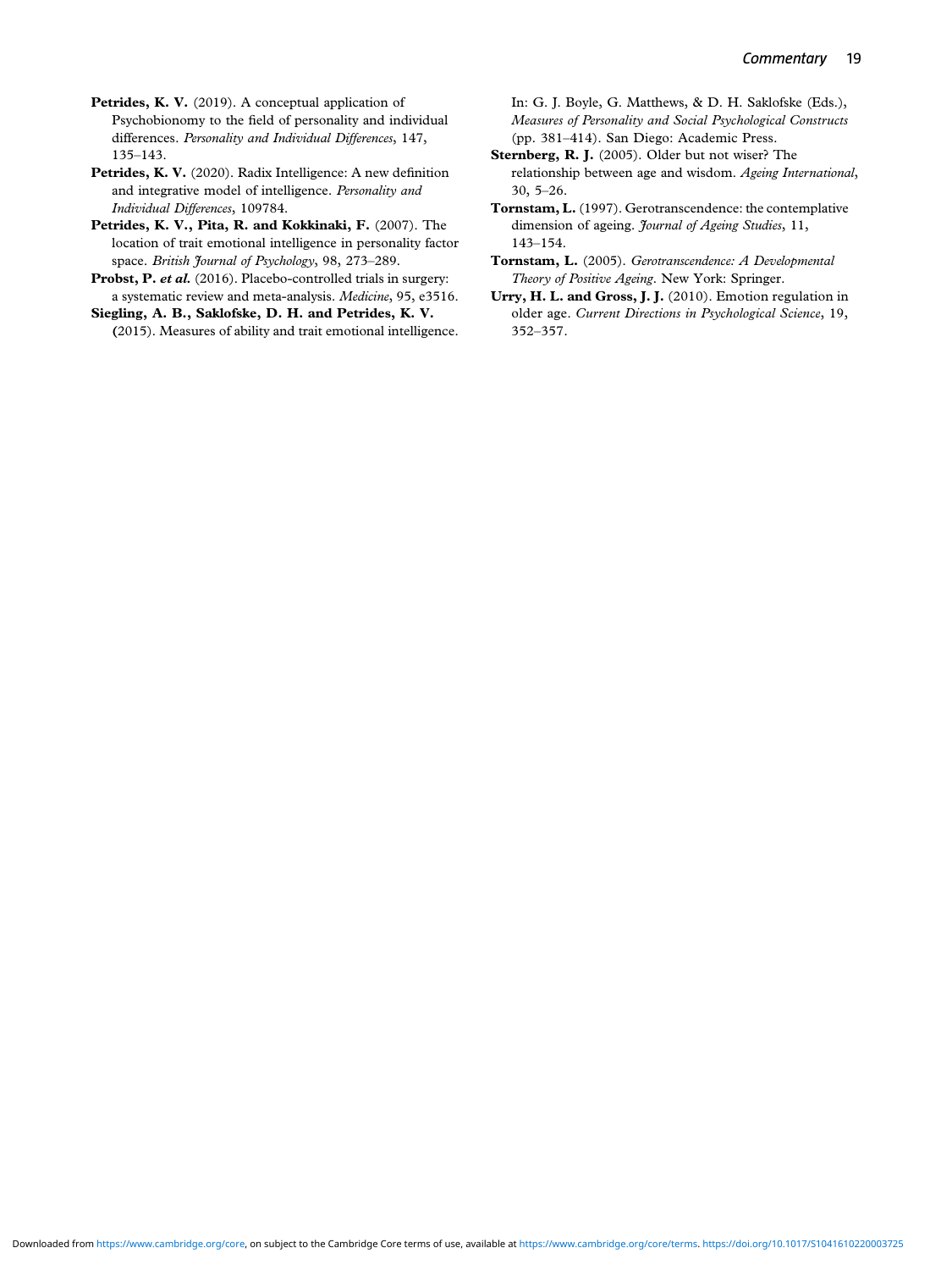**Petrides, K. V.** (2019). A conceptual application of Psychobionomy to the field of personality and individual differences. *Personality and Individual Differences*, 147, 135–143.

**Petrides, K. V.** (2020). Radix Intelligence: A new definition and integrative model of intelligence. *Personality and Individual Differences*, 109784.

**Petrides, K. V., Pita, R. and Kokkinaki, F.** (2007). The location of trait emotional intelligence in personality factor space. *British Journal of Psychology*, 98, 273–289.

**Probst, P. *et al.*** (2016). Placebo-controlled trials in surgery: a systematic review and meta-analysis. *Medicine*, 95, e3516.

**Siegling, A. B., Saklofske, D. H. and Petrides, K. V.** (2015). Measures of ability and trait emotional intelligence. In: G. J. Boyle, G. Matthews, & D. H. Saklofske (Eds.), *Measures of Personality and Social Psychological Constructs* (pp. 381–414). San Diego: Academic Press.

**Sternberg, R. J.** (2005). Older but not wiser? The relationship between age and wisdom. *Ageing International*, 30, 5–26.

**Tornstam, L.** (1997). Gerotranscendence: the contemplative dimension of ageing. *Journal of Ageing Studies*, 11, 143–154.

**Tornstam, L.** (2005). *Gerotranscendence: A Developmental Theory of Positive Ageing*. New York: Springer.

**Urry, H. L. and Gross, J. J.** (2010). Emotion regulation in older age. *Current Directions in Psychological Science*, 19, 352–357.